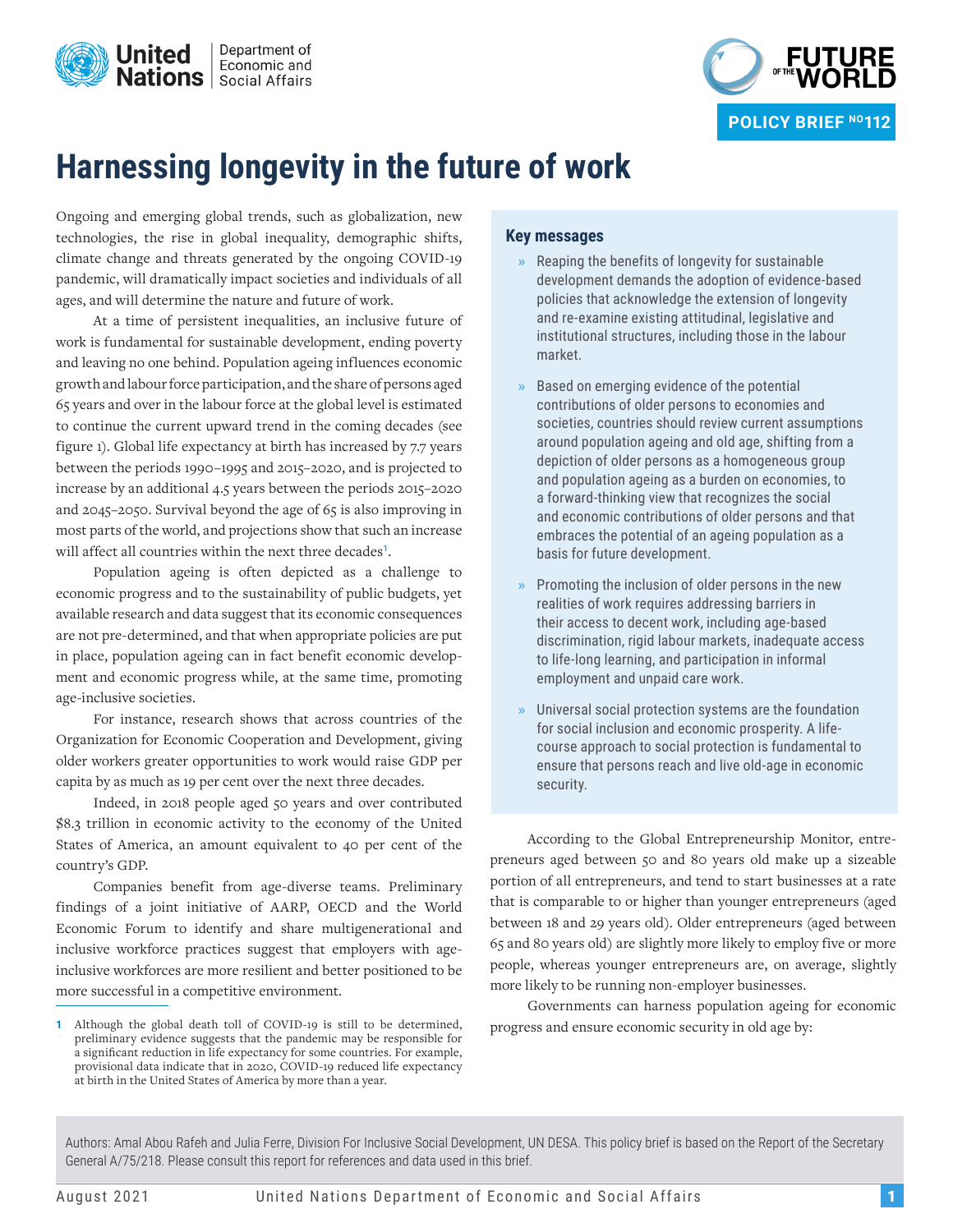# Harnessing longevity in the future of work

Ongoing and emerging global trends, such as globalization, new technologies, the rise in global inequality, demographic shifts, climate change and threats generated by the ongoing COVID-19 pandemic, will dramatically impact societies and individuals of all ages, and will determine the nature and future of work.

At a time of persistent inequalities, an inclusive future of work is fundamental for sustainable development, ending poverty and leaving no one behind. Population ageing influences economic growth and labour force participation, and the share of persons aged 65 years and over in the labour force at the global level is estimated to continue the current upward trend in the coming decades (see figure 1). Global life expectancy at birth has increased by 7.7 years between the periods 1990–1995 and 2015–2020, and is projected to increase by an additional 4.5 years between the periods 2015–2020 and 2045–2050. Survival beyond the age of 65 is also improving in most parts of the world, and projections show that such an increase will affect all countries within the next three decades[1].

Population ageing is often depicted as a challenge to economic progress and to the sustainability of public budgets, yet available research and data suggest that its economic consequences are not pre-determined, and that when appropriate policies are put in place, population ageing can in fact benefit economic development and economic progress while, at the same time, promoting age-inclusive societies.

For instance, research shows that across countries of the Organization for Economic Cooperation and Development, giving older workers greater opportunities to work would raise GDP per capita by as much as 19 per cent over the next three decades.

Indeed, in 2018 people aged 50 years and over contributed $8.3 trillion in economic activity to the economy of the United States of America, an amount equivalent to 40 per cent of the country's GDP.

Companies benefit from age-diverse teams. Preliminary findings of a joint initiative of AARP, OECD and the World Economic Forum to identify and share multigenerational and inclusive workforce practices suggest that employers with age-inclusive workforces are more resilient and better positioned to be more successful in a competitive environment.

## Key messages

- Reaping the benefits of longevity for sustainable development demands the adoption of evidence-based policies that acknowledge the extension of longevity and re-examine existing attitudinal, legislative and institutional structures, including those in the labour market.
- Based on emerging evidence of the potential contributions of older persons to economies and societies, countries should review current assumptions around population ageing and old age, shifting from a depiction of older persons as a homogeneous group and population ageing as a burden on economies, to a forward-thinking view that recognizes the social and economic contributions of older persons and that embraces the potential of an ageing population as a basis for future development.
- Promoting the inclusion of older persons in the new realities of work requires addressing barriers in their access to decent work, including age-based discrimination, rigid labour markets, inadequate access to life-long learning, and participation in informal employment and unpaid care work.
- Universal social protection systems are the foundation for social inclusion and economic prosperity. A life-course approach to social protection is fundamental to ensure that persons reach and live old-age in economic security.

According to the Global Entrepreneurship Monitor, entrepreneurs aged between 50 and 80 years old make up a sizeable portion of all entrepreneurs, and tend to start businesses at a rate that is comparable to or higher than younger entrepreneurs (aged between 18 and 29 years old). Older entrepreneurs (aged between 65 and 80 years old) are slightly more likely to employ five or more people, whereas younger entrepreneurs are, on average, slightly more likely to be running non-employer businesses.

Governments can harness population ageing for economic progress and ensure economic security in old age by:

[1] Although the global death toll of COVID-19 is still to be determined, preliminary evidence suggests that the pandemic may be responsible for a significant reduction in life expectancy for some countries. For example, provisional data indicate that in 2020, COVID-19 reduced life expectancy at birth in the United States of America by more than a year.

Authors: Amal Abou Rafeh and Julia Ferre, Division For Inclusive Social Development, UN DESA. This policy brief is based on the Report of the Secretary General A/75/218. Please consult this report for references and data used in this brief.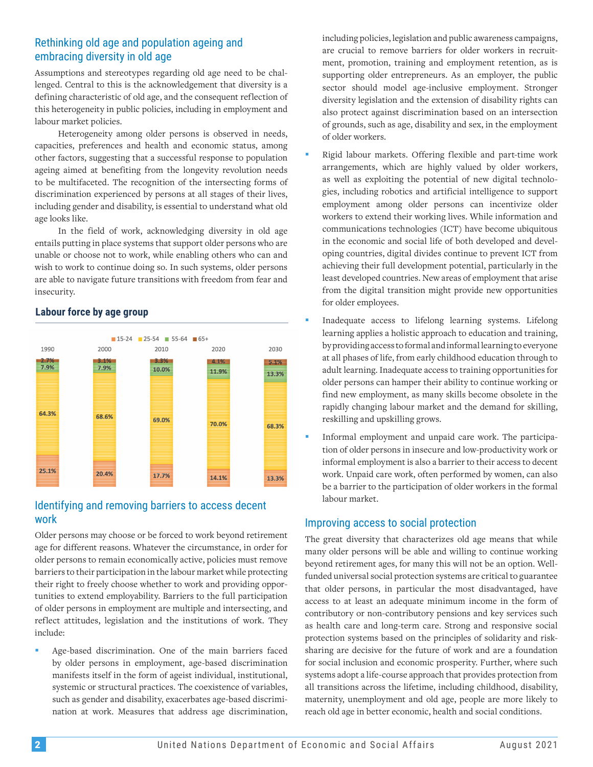## Rethinking old age and population ageing and embracing diversity in old age

Assumptions and stereotypes regarding old age need to be challenged. Central to this is the acknowledgement that diversity is a defining characteristic of old age, and the consequent reflection of this heterogeneity in public policies, including in employment and labour market policies.

Heterogeneity among older persons is observed in needs, capacities, preferences and health and economic status, among other factors, suggesting that a successful response to population ageing aimed at benefiting from the longevity revolution needs to be multifaceted. The recognition of the intersecting forms of discrimination experienced by persons at all stages of their lives, including gender and disability, is essential to understand what old age looks like.

In the field of work, acknowledging diversity in old age entails putting in place systems that support older persons who are unable or choose not to work, while enabling others who can and wish to work to continue doing so. In such systems, older persons are able to navigate future transitions with freedom from fear and insecurity.

### Labour force by age group

15-24 25-54 55-64 65+

1990: 2.7% 7.9% 64.3% 25.1%

2000: 3.1% 7.9% 68.6% 20.4%

2010: 3.3% 10.0% 69.0% 17.7%

2020: 4.1% 11.9% 70.0% 14.1%

2030: 5.1% 13.3% 68.3% 13.3%

## Identifying and removing barriers to access decent work

Older persons may choose or be forced to work beyond retirement age for different reasons. Whatever the circumstance, in order for older persons to remain economically active, policies must remove barriers to their participation in the labour market while protecting their right to freely choose whether to work and providing opportunities to extend employability. Barriers to the full participation of older persons in employment are multiple and intersecting, and reflect attitudes, legislation and the institutions of work. They include:

- Age-based discrimination. One of the main barriers faced by older persons in employment, age-based discrimination manifests itself in the form of ageist individual, institutional, systemic or structural practices. The coexistence of variables, such as gender and disability, exacerbates age-based discrimination at work. Measures that address age discrimination, including policies, legislation and public awareness campaigns, are crucial to remove barriers for older workers in recruitment, promotion, training and employment retention, as is supporting older entrepreneurs. As an employer, the public sector should model age-inclusive employment. Stronger diversity legislation and the extension of disability rights can also protect against discrimination based on an intersection of grounds, such as age, disability and sex, in the employment of older workers.
- Rigid labour markets. Offering flexible and part-time work arrangements, which are highly valued by older workers, as well as exploiting the potential of new digital technologies, including robotics and artificial intelligence to support employment among older persons can incentivize older workers to extend their working lives. While information and communications technologies (ICT) have become ubiquitous in the economic and social life of both developed and developing countries, digital divides continue to prevent ICT from achieving their full development potential, particularly in the least developed countries. New areas of employment that arise from the digital transition might provide new opportunities for older employees.
- Inadequate access to lifelong learning systems. Lifelong learning applies a holistic approach to education and training, by providing access to formal and informal learning to everyone at all phases of life, from early childhood education through to adult learning. Inadequate access to training opportunities for older persons can hamper their ability to continue working or find new employment, as many skills become obsolete in the rapidly changing labour market and the demand for skilling, reskilling and upskilling grows.
- Informal employment and unpaid care work. The participation of older persons in insecure and low-productivity work or informal employment is also a barrier to their access to decent work. Unpaid care work, often performed by women, can also be a barrier to the participation of older workers in the formal labour market.

## Improving access to social protection

The great diversity that characterizes old age means that while many older persons will be able and willing to continue working beyond retirement ages, for many this will not be an option. Well-funded universal social protection systems are critical to guarantee that older persons, in particular the most disadvantaged, have access to at least an adequate minimum income in the form of contributory or non-contributory pensions and key services such as health care and long-term care. Strong and responsive social protection systems based on the principles of solidarity and risk-sharing are decisive for the future of work and are a foundation for social inclusion and economic prosperity. Further, where such systems adopt a life-course approach that provides protection from all transitions across the lifetime, including childhood, disability, maternity, unemployment and old age, people are more likely to reach old age in better economic, health and social conditions.